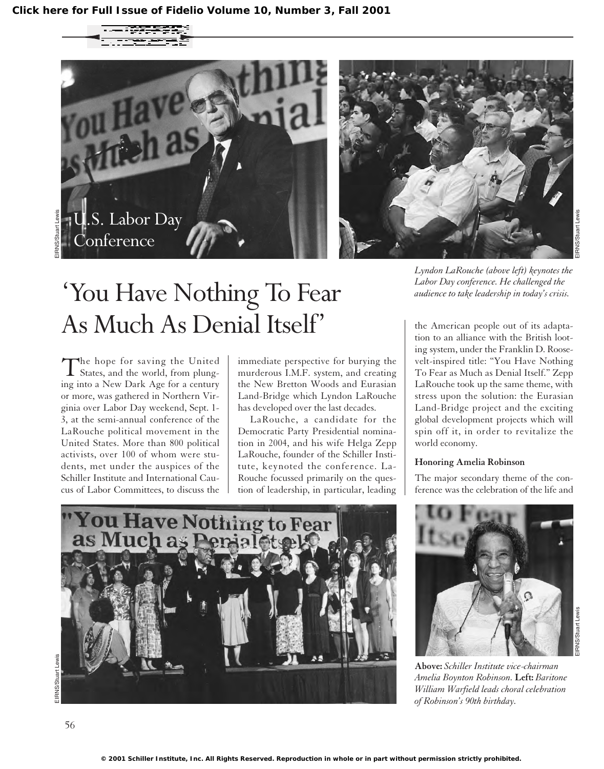U.S. Labor Day Conference

EIRNS/Stuart Lewis

EIRNS/Stuart Lewis

*Lyndon LaRouche (above left) keynotes the Labor Day conference. He challenged the audience to take leadership in today's crisis.*

# 'You Have Nothing To Fear As Much As Denial Itself'

The hope for saving the United States, and the world, from plunging into a New Dark Age for a century or more, was gathered in Northern Virginia over Labor Day weekend, Sept. 1-3, at the semi-annual conference of the LaRouche political movement in the United States. More than 800 political activists, over 100 of whom were students, met under the auspices of the Schiller Institute and International Caucus of Labor Committees, to discuss the immediate perspective for burying the murderous I.M.F. system, and creating the New Bretton Woods and Eurasian Land-Bridge which Lyndon LaRouche has developed over the last decades.

LaRouche, a candidate for the Democratic Party Presidential nomination in 2004, and his wife Helga Zepp LaRouche, founder of the Schiller Institute, keynoted the conference. LaRouche focussed primarily on the question of leadership, in particular, leading the American people out of its adaptation to an alliance with the British looting system, under the Franklin D. Roosevelt-inspired title: "You Have Nothing To Fear as Much as Denial Itself." Zepp LaRouche took up the same theme, with stress upon the solution: the Eurasian Land-Bridge project and the exciting global development projects which will spin off it, in order to revitalize the world economy.

### Honoring Amelia Robinson

The major secondary theme of the conference was the celebration of the life and

EIRNS/Stuart Lewis

EIRNS/Stuart Lewis

**Above:** *Schiller Institute vice-chairman Amelia Boynton Robinson.* **Left:** *Baritone William Warfield leads choral celebration of Robinson's 90th birthday.*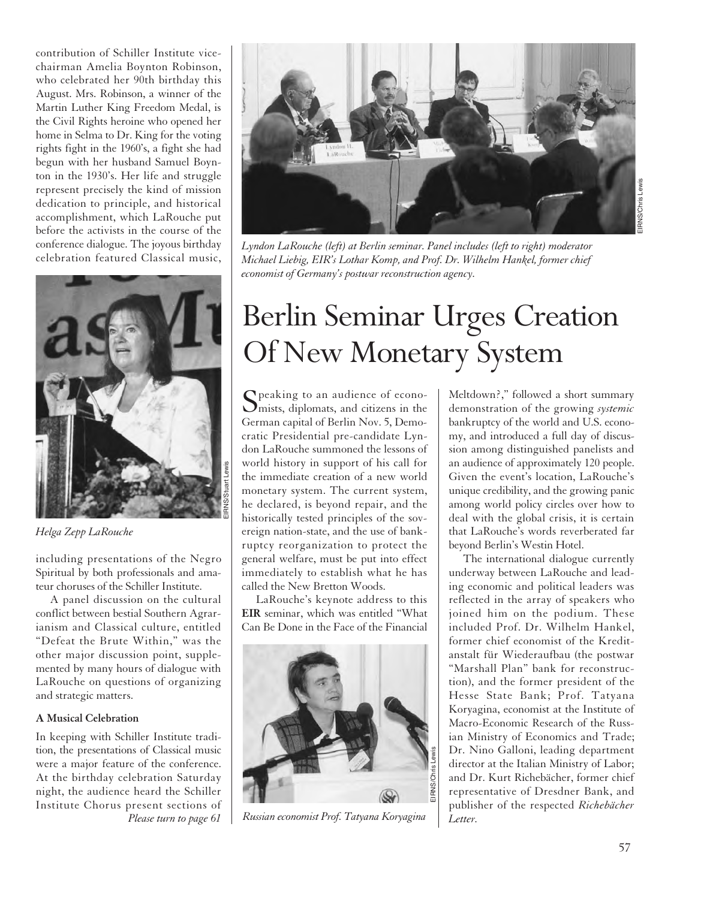contribution of Schiller Institute vice-chairman Amelia Boynton Robinson, who celebrated her 90th birthday this August. Mrs. Robinson, a winner of the Martin Luther King Freedom Medal, is the Civil Rights heroine who opened her home in Selma to Dr. King for the voting rights fight in the 1960's, a fight she had begun with her husband Samuel Boynton in the 1930's. Her life and struggle represent precisely the kind of mission dedication to principle, and historical accomplishment, which LaRouche put before the activists in the course of the conference dialogue. The joyous birthday celebration featured Classical music, including presentations of the Negro Spiritual by both professionals and amateur choruses of the Schiller Institute.

*Helga Zepp LaRouche*

A panel discussion on the cultural conflict between bestial Southern Agrarianism and Classical culture, entitled "Defeat the Brute Within," was the other major discussion point, supplemented by many hours of dialogue with LaRouche on questions of organizing and strategic matters.

**A Musical Celebration**

In keeping with Schiller Institute tradition, the presentations of Classical music were a major feature of the conference. At the birthday celebration Saturday night, the audience heard the Schiller Institute Chorus present sections of

*Please turn to page 61*

*Lyndon LaRouche (left) at Berlin seminar. Panel includes (left to right) moderator Michael Liebig, EIR's Lothar Komp, and Prof. Dr. Wilhelm Hankel, former chief economist of Germany's postwar reconstruction agency.*

# Berlin Seminar Urges Creation Of New Monetary System

Speaking to an audience of economists, diplomats, and citizens in the German capital of Berlin Nov. 5, Democratic Presidential pre-candidate Lyndon LaRouche summoned the lessons of world history in support of his call for the immediate creation of a new world monetary system. The current system, he declared, is beyond repair, and the historically tested principles of the sovereign nation-state, and the use of bankruptcy reorganization to protect the general welfare, must be put into effect immediately to establish what he has called the New Bretton Woods.

LaRouche's keynote address to this **EIR** seminar, which was entitled "What Can Be Done in the Face of the Financial Meltdown?," followed a short summary demonstration of the growing *systemic* bankruptcy of the world and U.S. economy, and introduced a full day of discussion among distinguished panelists and an audience of approximately 120 people. Given the event's location, LaRouche's unique credibility, and the growing panic among world policy circles over how to deal with the global crisis, it is certain that LaRouche's words reverberated far beyond Berlin's Westin Hotel.

*Russian economist Prof. Tatyana Koryagina*

The international dialogue currently underway between LaRouche and leading economic and political leaders was reflected in the array of speakers who joined him on the podium. These included Prof. Dr. Wilhelm Hankel, former chief economist of the Kreditanstalt für Wiederaufbau (the postwar "Marshall Plan" bank for reconstruction), and the former president of the Hesse State Bank; Prof. Tatyana Koryagina, economist at the Institute of Macro-Economic Research of the Russian Ministry of Economics and Trade; Dr. Nino Galloni, leading department director at the Italian Ministry of Labor; and Dr. Kurt Richebächer, former chief representative of Dresdner Bank, and publisher of the respected *Richebächer Letter*.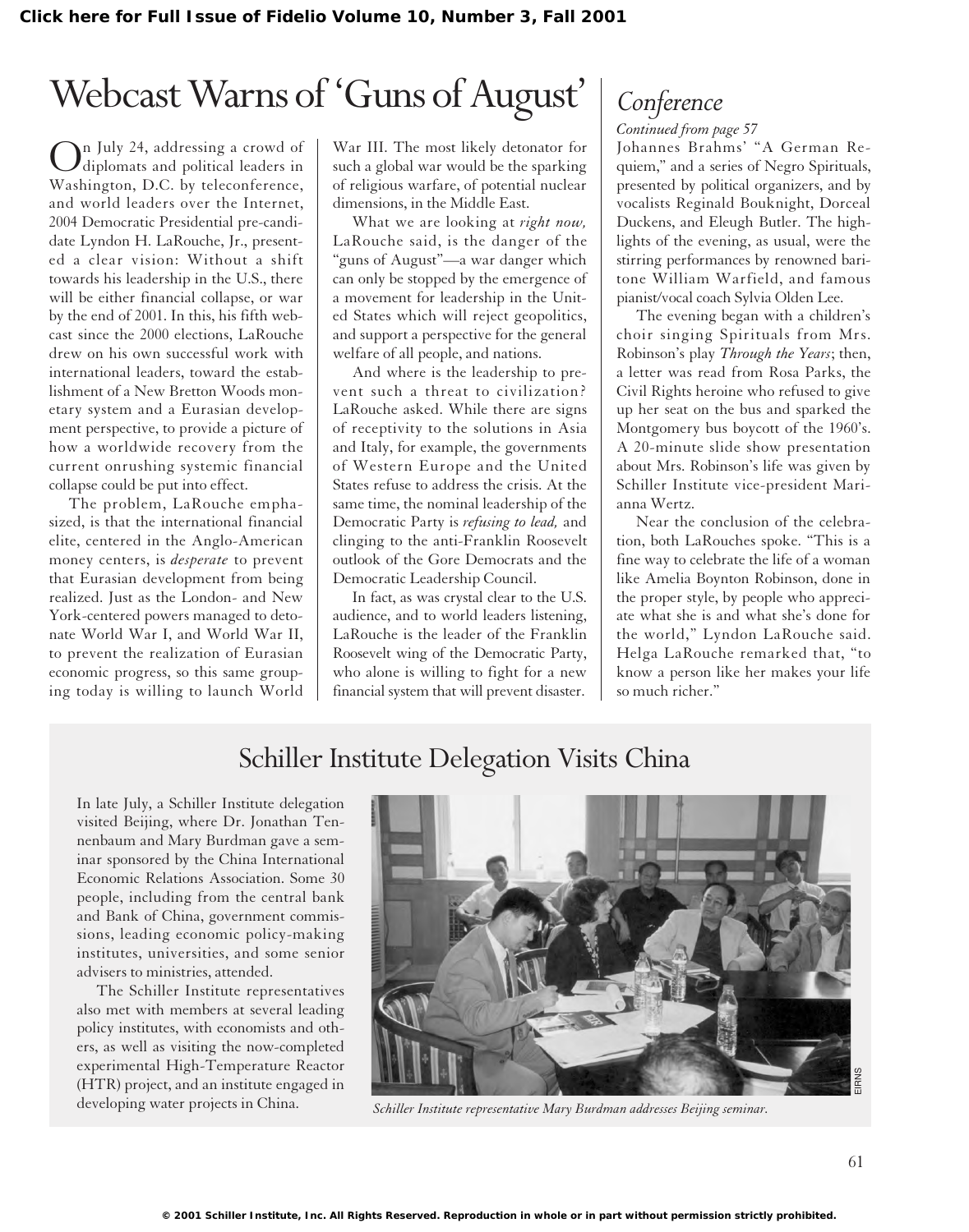# Webcast Warns of 'Guns of August'

On July 24, addressing a crowd of diplomats and political leaders in Washington, D.C. by teleconference, and world leaders over the Internet, 2004 Democratic Presidential pre-candidate Lyndon H. LaRouche, Jr., presented a clear vision: Without a shift towards his leadership in the U.S., there will be either financial collapse, or war by the end of 2001. In this, his fifth webcast since the 2000 elections, LaRouche drew on his own successful work with international leaders, toward the establishment of a New Bretton Woods monetary system and a Eurasian development perspective, to provide a picture of how a worldwide recovery from the current onrushing systemic financial collapse could be put into effect.

The problem, LaRouche emphasized, is that the international financial elite, centered in the Anglo-American money centers, is *desperate* to prevent that Eurasian development from being realized. Just as the London- and New York-centered powers managed to detonate World War I, and World War II, to prevent the realization of Eurasian economic progress, so this same grouping today is willing to launch World War III. The most likely detonator for such a global war would be the sparking of religious warfare, of potential nuclear dimensions, in the Middle East.

What we are looking at *right now,* LaRouche said, is the danger of the "guns of August"—a war danger which can only be stopped by the emergence of a movement for leadership in the United States which will reject geopolitics, and support a perspective for the general welfare of all people, and nations.

And where is the leadership to prevent such a threat to civilization? LaRouche asked. While there are signs of receptivity to the solutions in Asia and Italy, for example, the governments of Western Europe and the United States refuse to address the crisis. At the same time, the nominal leadership of the Democratic Party is *refusing to lead,* and clinging to the anti-Franklin Roosevelt outlook of the Gore Democrats and the Democratic Leadership Council.

In fact, as was crystal clear to the U.S. audience, and to world leaders listening, LaRouche is the leader of the Franklin Roosevelt wing of the Democratic Party, who alone is willing to fight for a new financial system that will prevent disaster.

## *Conference*

*Continued from page 57*

Johannes Brahms' "A German Requiem," and a series of Negro Spirituals, presented by political organizers, and by vocalists Reginald Bouknight, Dorceal Duckens, and Eleugh Butler. The highlights of the evening, as usual, were the stirring performances by renowned baritone William Warfield, and famous pianist/vocal coach Sylvia Olden Lee.

The evening began with a children's choir singing Spirituals from Mrs. Robinson's play *Through the Years*; then, a letter was read from Rosa Parks, the Civil Rights heroine who refused to give up her seat on the bus and sparked the Montgomery bus boycott of the 1960's. A 20-minute slide show presentation about Mrs. Robinson's life was given by Schiller Institute vice-president Marianna Wertz.

Near the conclusion of the celebration, both LaRouches spoke. "This is a fine way to celebrate the life of a woman like Amelia Boynton Robinson, done in the proper style, by people who appreciate what she is and what she's done for the world," Lyndon LaRouche said. Helga LaRouche remarked that, "to know a person like her makes your life so much richer."

# Schiller Institute Delegation Visits China

In late July, a Schiller Institute delegation visited Beijing, where Dr. Jonathan Tennenbaum and Mary Burdman gave a seminar sponsored by the China International Economic Relations Association. Some 30 people, including from the central bank and Bank of China, government commissions, leading economic policy-making institutes, universities, and some senior advisers to ministries, attended.

The Schiller Institute representatives also met with members at several leading policy institutes, with economists and others, as well as visiting the now-completed experimental High-Temperature Reactor (HTR) project, and an institute engaged in developing water projects in China.

EIRNS

*Schiller Institute representative Mary Burdman addresses Beijing seminar.*